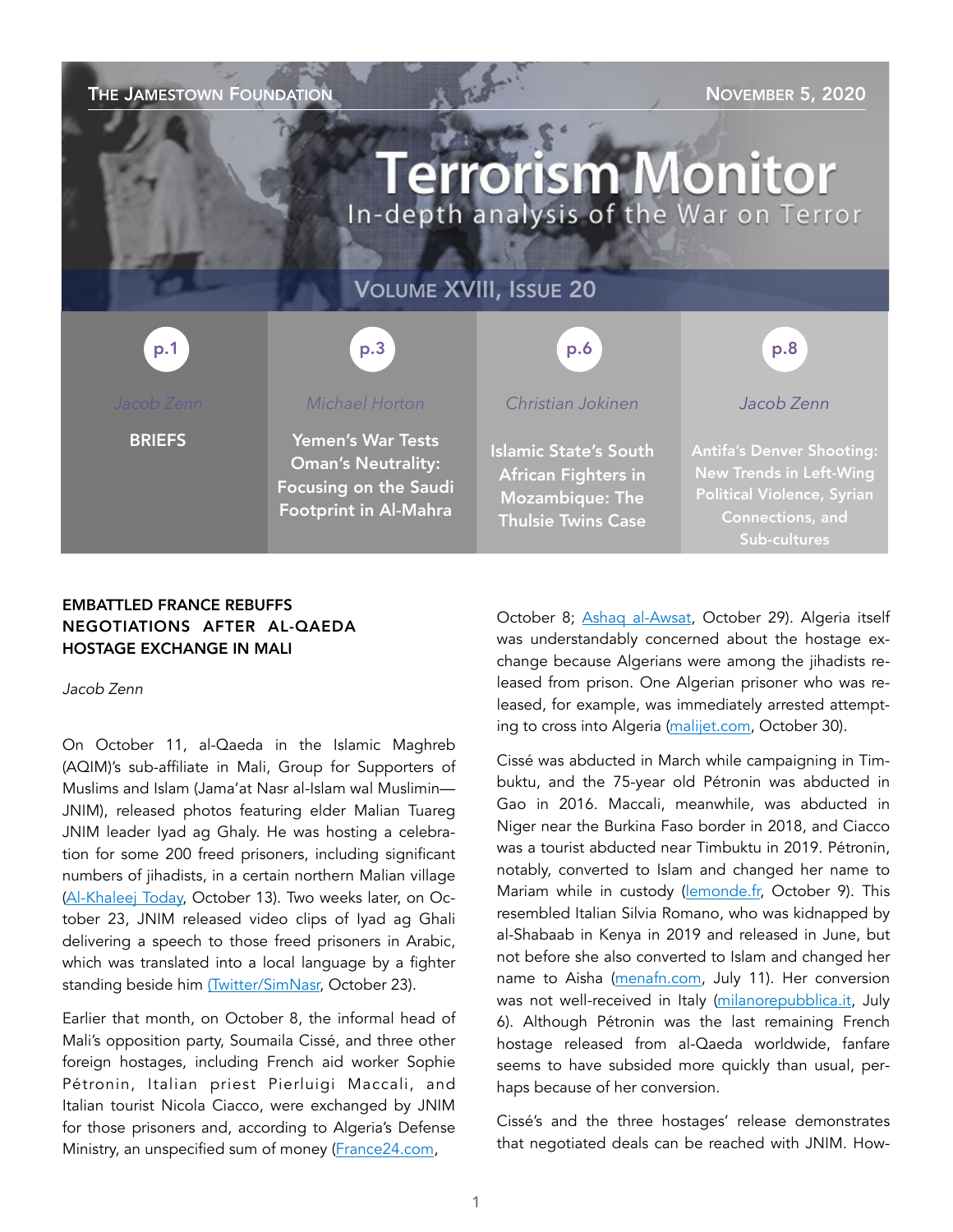The Jamestown Foundation — November 5, 2020

# Terrorism Monitor

In-depth analysis of the War on Terror

Volume XVIII, Issue 20

| p.1 | p.3 | p.6 | p.8 |
|---|---|---|---|
| Jacob Zenn | Michael Horton | Christian Jokinen | Jacob Zenn |
| **BRIEFS** | **Yemen's War Tests Oman's Neutrality: Focusing on the Saudi Footprint in Al-Mahra** | **Islamic State's South African Fighters in Mozambique: The Thulsie Twins Case** | **Antifa's Denver Shooting: New Trends in Left-Wing Political Violence, Syrian Connections, and Sub-cultures** |

## EMBATTLED FRANCE REBUFFS NEGOTIATIONS AFTER AL-QAEDA HOSTAGE EXCHANGE IN MALI

*Jacob Zenn*

On October 11, al-Qaeda in the Islamic Maghreb (AQIM)'s sub-affiliate in Mali, Group for Supporters of Muslims and Islam (Jama'at Nasr al-Islam wal Muslimin—JNIM), released photos featuring elder Malian Tuareg JNIM leader Iyad ag Ghaly. He was hosting a celebration for some 200 freed prisoners, including significant numbers of jihadists, in a certain northern Malian village (Al-Khaleej Today, October 13). Two weeks later, on October 23, JNIM released video clips of Iyad ag Ghali delivering a speech to those freed prisoners in Arabic, which was translated into a local language by a fighter standing beside him (Twitter/SimNasr, October 23).

Earlier that month, on October 8, the informal head of Mali's opposition party, Soumaila Cissé, and three other foreign hostages, including French aid worker Sophie Pétronin, Italian priest Pierluigi Maccali, and Italian tourist Nicola Ciacco, were exchanged by JNIM for those prisoners and, according to Algeria's Defense Ministry, an unspecified sum of money (France24.com, October 8; Ashaq al-Awsat, October 29). Algeria itself was understandably concerned about the hostage exchange because Algerians were among the jihadists released from prison. One Algerian prisoner who was released, for example, was immediately arrested attempting to cross into Algeria (malijet.com, October 30).

Cissé was abducted in March while campaigning in Timbuktu, and the 75-year old Pétronin was abducted in Gao in 2016. Maccali, meanwhile, was abducted in Niger near the Burkina Faso border in 2018, and Ciacco was a tourist abducted near Timbuktu in 2019. Pétronin, notably, converted to Islam and changed her name to Mariam while in custody (lemonde.fr, October 9). This resembled Italian Silvia Romano, who was kidnapped by al-Shabaab in Kenya in 2019 and released in June, but not before she also converted to Islam and changed her name to Aisha (menafn.com, July 11). Her conversion was not well-received in Italy (milanorepubblica.it, July 6). Although Pétronin was the last remaining French hostage released from al-Qaeda worldwide, fanfare seems to have subsided more quickly than usual, perhaps because of her conversion.

Cissé's and the three hostages' release demonstrates that negotiated deals can be reached with JNIM. How-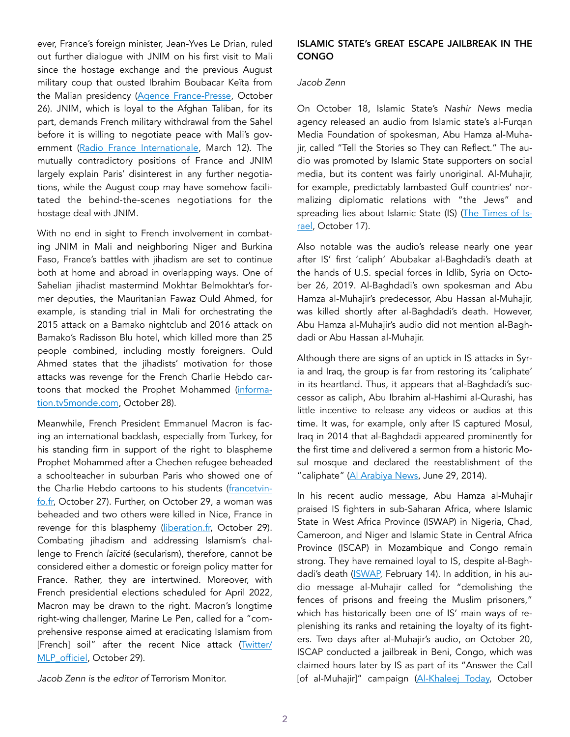ever, France's foreign minister, Jean-Yves Le Drian, ruled out further dialogue with JNIM on his first visit to Mali since the hostage exchange and the previous August military coup that ousted Ibrahim Boubacar Keïta from the Malian presidency (Agence France-Presse, October 26). JNIM, which is loyal to the Afghan Taliban, for its part, demands French military withdrawal from the Sahel before it is willing to negotiate peace with Mali's government (Radio France Internationale, March 12). The mutually contradictory positions of France and JNIM largely explain Paris' disinterest in any further negotiations, while the August coup may have somehow facilitated the behind-the-scenes negotiations for the hostage deal with JNIM.

With no end in sight to French involvement in combating JNIM in Mali and neighboring Niger and Burkina Faso, France's battles with jihadism are set to continue both at home and abroad in overlapping ways. One of Sahelian jihadist mastermind Mokhtar Belmokhtar's former deputies, the Mauritanian Fawaz Ould Ahmed, for example, is standing trial in Mali for orchestrating the 2015 attack on a Bamako nightclub and 2016 attack on Bamako's Radisson Blu hotel, which killed more than 25 people combined, including mostly foreigners. Ould Ahmed states that the jihadists' motivation for those attacks was revenge for the French Charlie Hebdo cartoons that mocked the Prophet Mohammed (information.tv5monde.com, October 28).

Meanwhile, French President Emmanuel Macron is facing an international backlash, especially from Turkey, for his standing firm in support of the right to blaspheme Prophet Mohammed after a Chechen refugee beheaded a schoolteacher in suburban Paris who showed one of the Charlie Hebdo cartoons to his students (francetvinfo.fr, October 27). Further, on October 29, a woman was beheaded and two others were killed in Nice, France in revenge for this blasphemy (liberation.fr, October 29). Combating jihadism and addressing Islamism's challenge to French *laïcité* (secularism), therefore, cannot be considered either a domestic or foreign policy matter for France. Rather, they are intertwined. Moreover, with French presidential elections scheduled for April 2022, Macron may be drawn to the right. Macron's longtime right-wing challenger, Marine Le Pen, called for a "comprehensive response aimed at eradicating Islamism from [French] soil" after the recent Nice attack (Twitter/MLP_officiel, October 29).

*Jacob Zenn is the editor of* Terrorism Monitor.

## ISLAMIC STATE's GREAT ESCAPE JAILBREAK IN THE CONGO

*Jacob Zenn*

On October 18, Islamic State's *Nashir News* media agency released an audio from Islamic state's al-Furqan Media Foundation of spokesman, Abu Hamza al-Muhajir, called "Tell the Stories so They can Reflect." The audio was promoted by Islamic State supporters on social media, but its content was fairly unoriginal. Al-Muhajir, for example, predictably lambasted Gulf countries' normalizing diplomatic relations with "the Jews" and spreading lies about Islamic State (IS) (The Times of Israel, October 17).

Also notable was the audio's release nearly one year after IS' first 'caliph' Abubakar al-Baghdadi's death at the hands of U.S. special forces in Idlib, Syria on October 26, 2019. Al-Baghdadi's own spokesman and Abu Hamza al-Muhajir's predecessor, Abu Hassan al-Muhajir, was killed shortly after al-Baghdadi's death. However, Abu Hamza al-Muhajir's audio did not mention al-Baghdadi or Abu Hassan al-Muhajir.

Although there are signs of an uptick in IS attacks in Syria and Iraq, the group is far from restoring its 'caliphate' in its heartland. Thus, it appears that al-Baghdadi's successor as caliph, Abu Ibrahim al-Hashimi al-Qurashi, has little incentive to release any videos or audios at this time. It was, for example, only after IS captured Mosul, Iraq in 2014 that al-Baghdadi appeared prominently for the first time and delivered a sermon from a historic Mosul mosque and declared the reestablishment of the "caliphate" (Al Arabiya News, June 29, 2014).

In his recent audio message, Abu Hamza al-Muhajir praised IS fighters in sub-Saharan Africa, where Islamic State in West Africa Province (ISWAP) in Nigeria, Chad, Cameroon, and Niger and Islamic State in Central Africa Province (ISCAP) in Mozambique and Congo remain strong. They have remained loyal to IS, despite al-Baghdadi's death (ISWAP, February 14). In addition, in his audio message al-Muhajir called for "demolishing the fences of prisons and freeing the Muslim prisoners," which has historically been one of IS' main ways of replenishing its ranks and retaining the loyalty of its fighters. Two days after al-Muhajir's audio, on October 20, ISCAP conducted a jailbreak in Beni, Congo, which was claimed hours later by IS as part of its "Answer the Call [of al-Muhajir]" campaign (Al-Khaleej Today, October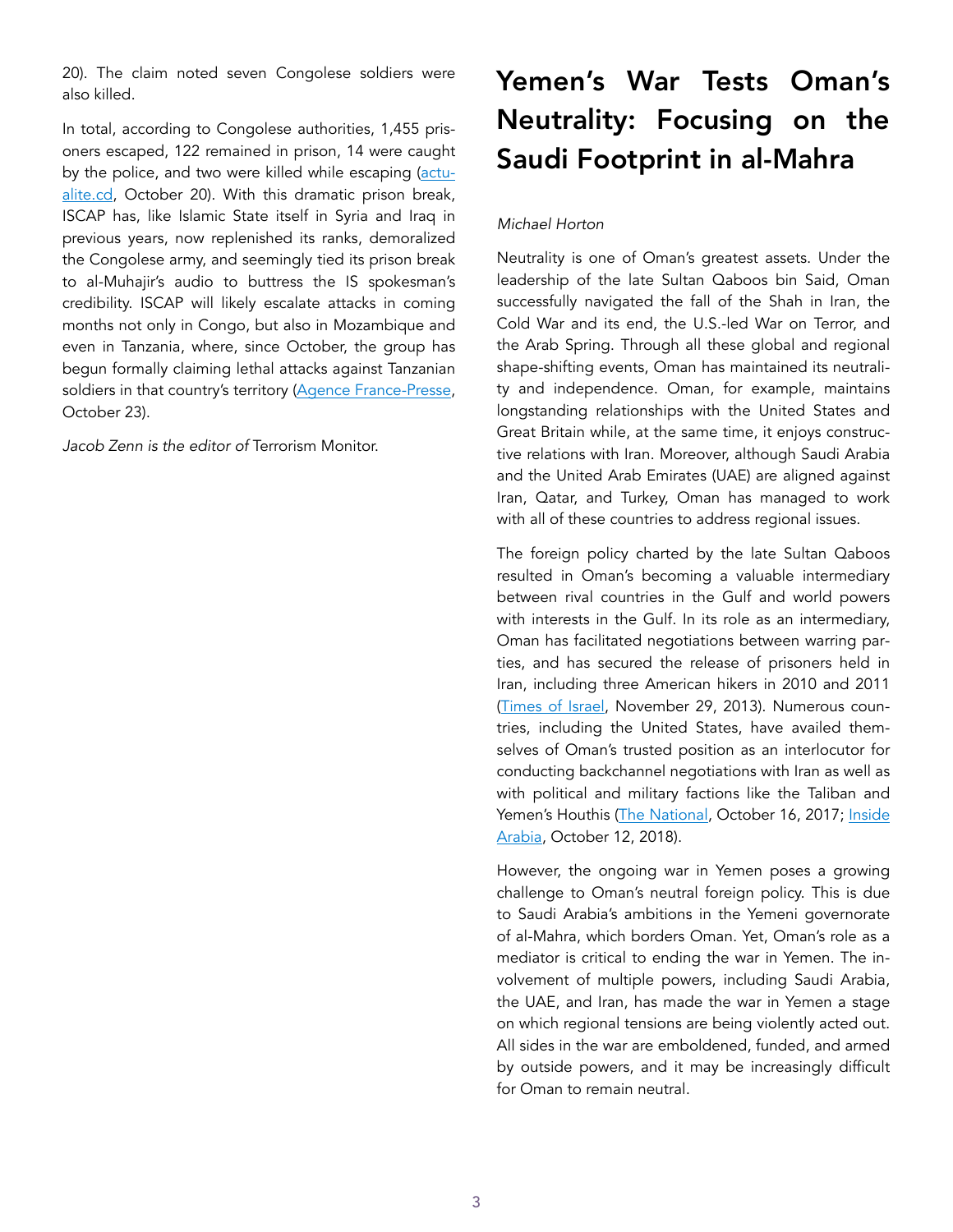20). The claim noted seven Congolese soldiers were also killed.

In total, according to Congolese authorities, 1,455 prisoners escaped, 122 remained in prison, 14 were caught by the police, and two were killed while escaping (actualite.cd, October 20). With this dramatic prison break, ISCAP has, like Islamic State itself in Syria and Iraq in previous years, now replenished its ranks, demoralized the Congolese army, and seemingly tied its prison break to al-Muhajir's audio to buttress the IS spokesman's credibility. ISCAP will likely escalate attacks in coming months not only in Congo, but also in Mozambique and even in Tanzania, where, since October, the group has begun formally claiming lethal attacks against Tanzanian soldiers in that country's territory (Agence France-Presse, October 23).

*Jacob Zenn is the editor of* Terrorism Monitor.

# Yemen's War Tests Oman's Neutrality: Focusing on the Saudi Footprint in al-Mahra

*Michael Horton*

Neutrality is one of Oman's greatest assets. Under the leadership of the late Sultan Qaboos bin Said, Oman successfully navigated the fall of the Shah in Iran, the Cold War and its end, the U.S.-led War on Terror, and the Arab Spring. Through all these global and regional shape-shifting events, Oman has maintained its neutrality and independence. Oman, for example, maintains longstanding relationships with the United States and Great Britain while, at the same time, it enjoys constructive relations with Iran. Moreover, although Saudi Arabia and the United Arab Emirates (UAE) are aligned against Iran, Qatar, and Turkey, Oman has managed to work with all of these countries to address regional issues.

The foreign policy charted by the late Sultan Qaboos resulted in Oman's becoming a valuable intermediary between rival countries in the Gulf and world powers with interests in the Gulf. In its role as an intermediary, Oman has facilitated negotiations between warring parties, and has secured the release of prisoners held in Iran, including three American hikers in 2010 and 2011 (Times of Israel, November 29, 2013). Numerous countries, including the United States, have availed themselves of Oman's trusted position as an interlocutor for conducting backchannel negotiations with Iran as well as with political and military factions like the Taliban and Yemen's Houthis (The National, October 16, 2017; Inside Arabia, October 12, 2018).

However, the ongoing war in Yemen poses a growing challenge to Oman's neutral foreign policy. This is due to Saudi Arabia's ambitions in the Yemeni governorate of al-Mahra, which borders Oman. Yet, Oman's role as a mediator is critical to ending the war in Yemen. The involvement of multiple powers, including Saudi Arabia, the UAE, and Iran, has made the war in Yemen a stage on which regional tensions are being violently acted out. All sides in the war are emboldened, funded, and armed by outside powers, and it may be increasingly difficult for Oman to remain neutral.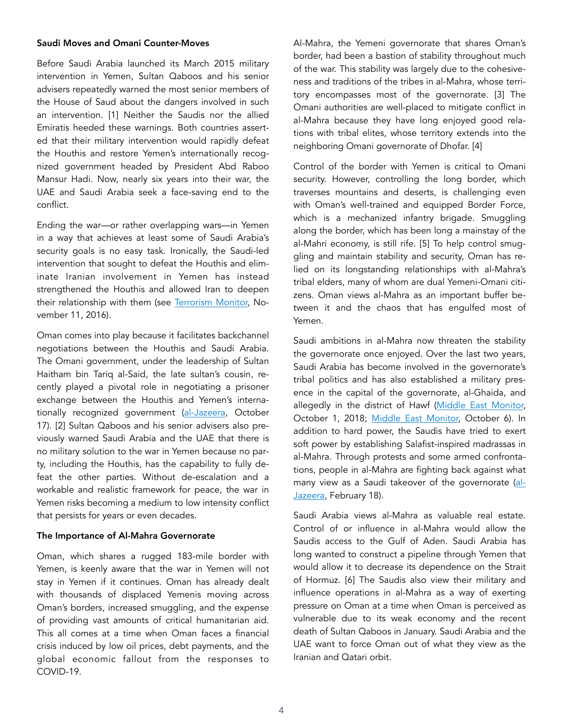**Saudi Moves and Omani Counter-Moves**

Before Saudi Arabia launched its March 2015 military intervention in Yemen, Sultan Qaboos and his senior advisers repeatedly warned the most senior members of the House of Saud about the dangers involved in such an intervention. [1] Neither the Saudis nor the allied Emiratis heeded these warnings. Both countries asserted that their military intervention would rapidly defeat the Houthis and restore Yemen's internationally recognized government headed by President Abd Raboo Mansur Hadi. Now, nearly six years into their war, the UAE and Saudi Arabia seek a face-saving end to the conflict.

Ending the war—or rather overlapping wars—in Yemen in a way that achieves at least some of Saudi Arabia's security goals is no easy task. Ironically, the Saudi-led intervention that sought to defeat the Houthis and eliminate Iranian involvement in Yemen has instead strengthened the Houthis and allowed Iran to deepen their relationship with them (see Terrorism Monitor, November 11, 2016).

Oman comes into play because it facilitates backchannel negotiations between the Houthis and Saudi Arabia. The Omani government, under the leadership of Sultan Haitham bin Tariq al-Said, the late sultan's cousin, recently played a pivotal role in negotiating a prisoner exchange between the Houthis and Yemen's internationally recognized government (al-Jazeera, October 17). [2] Sultan Qaboos and his senior advisers also previously warned Saudi Arabia and the UAE that there is no military solution to the war in Yemen because no party, including the Houthis, has the capability to fully defeat the other parties. Without de-escalation and a workable and realistic framework for peace, the war in Yemen risks becoming a medium to low intensity conflict that persists for years or even decades.

**The Importance of Al-Mahra Governorate**

Oman, which shares a rugged 183-mile border with Yemen, is keenly aware that the war in Yemen will not stay in Yemen if it continues. Oman has already dealt with thousands of displaced Yemenis moving across Oman's borders, increased smuggling, and the expense of providing vast amounts of critical humanitarian aid. This all comes at a time when Oman faces a financial crisis induced by low oil prices, debt payments, and the global economic fallout from the responses to COVID-19.

Al-Mahra, the Yemeni governorate that shares Oman's border, had been a bastion of stability throughout much of the war. This stability was largely due to the cohesiveness and traditions of the tribes in al-Mahra, whose territory encompasses most of the governorate. [3] The Omani authorities are well-placed to mitigate conflict in al-Mahra because they have long enjoyed good relations with tribal elites, whose territory extends into the neighboring Omani governorate of Dhofar. [4]

Control of the border with Yemen is critical to Omani security. However, controlling the long border, which traverses mountains and deserts, is challenging even with Oman's well-trained and equipped Border Force, which is a mechanized infantry brigade. Smuggling along the border, which has been long a mainstay of the al-Mahri economy, is still rife. [5] To help control smuggling and maintain stability and security, Oman has relied on its longstanding relationships with al-Mahra's tribal elders, many of whom are dual Yemeni-Omani citizens. Oman views al-Mahra as an important buffer between it and the chaos that has engulfed most of Yemen.

Saudi ambitions in al-Mahra now threaten the stability the governorate once enjoyed. Over the last two years, Saudi Arabia has become involved in the governorate's tribal politics and has also established a military presence in the capital of the governorate, al-Ghaida, and allegedly in the district of Hawf (Middle East Monitor, October 1, 2018; Middle East Monitor, October 6). In addition to hard power, the Saudis have tried to exert soft power by establishing Salafist-inspired madrassas in al-Mahra. Through protests and some armed confrontations, people in al-Mahra are fighting back against what many view as a Saudi takeover of the governorate (al-Jazeera, February 18).

Saudi Arabia views al-Mahra as valuable real estate. Control of or influence in al-Mahra would allow the Saudis access to the Gulf of Aden. Saudi Arabia has long wanted to construct a pipeline through Yemen that would allow it to decrease its dependence on the Strait of Hormuz. [6] The Saudis also view their military and influence operations in al-Mahra as a way of exerting pressure on Oman at a time when Oman is perceived as vulnerable due to its weak economy and the recent death of Sultan Qaboos in January. Saudi Arabia and the UAE want to force Oman out of what they view as the Iranian and Qatari orbit.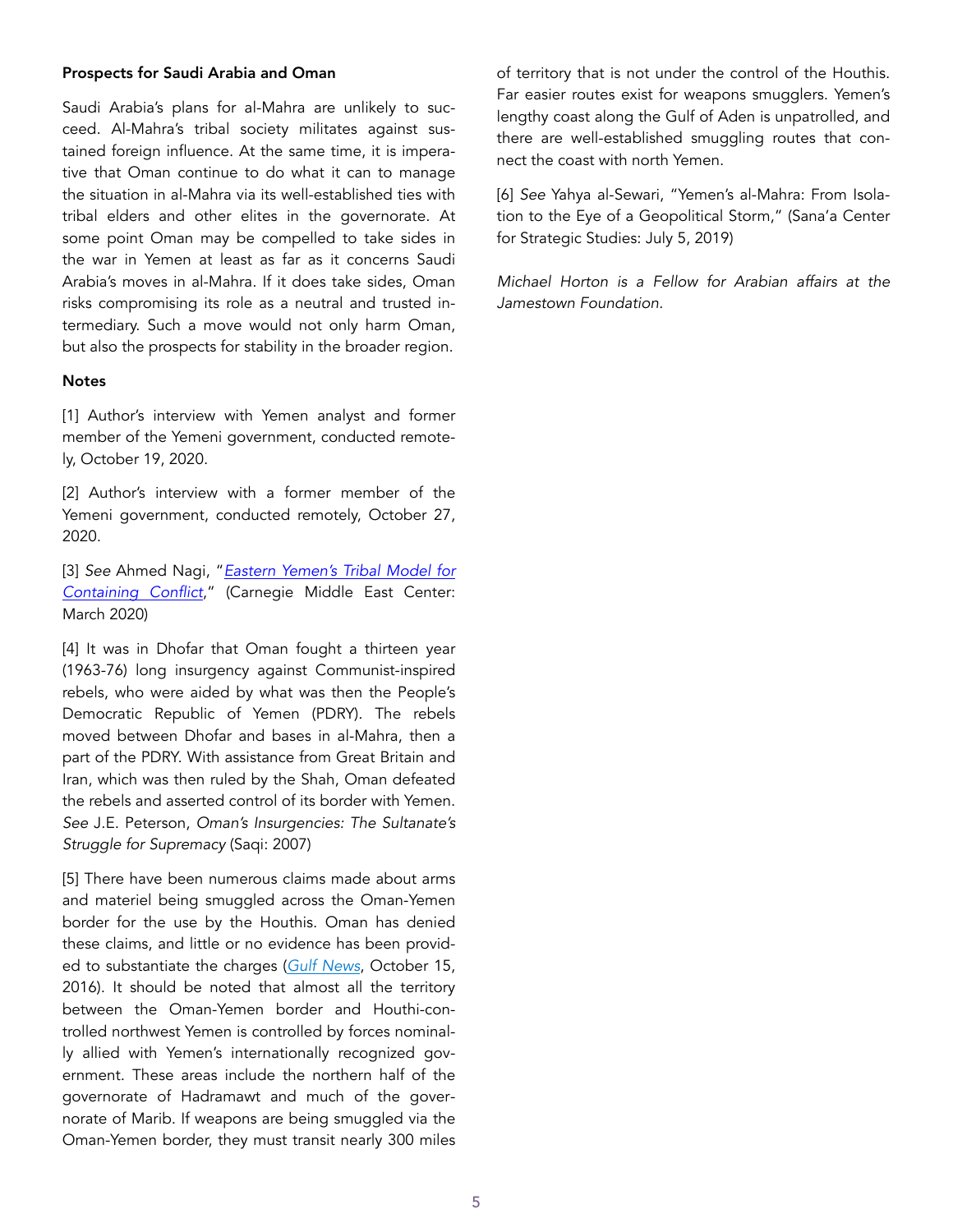**Prospects for Saudi Arabia and Oman**

Saudi Arabia's plans for al-Mahra are unlikely to succeed. Al-Mahra's tribal society militates against sustained foreign influence. At the same time, it is imperative that Oman continue to do what it can to manage the situation in al-Mahra via its well-established ties with tribal elders and other elites in the governorate. At some point Oman may be compelled to take sides in the war in Yemen at least as far as it concerns Saudi Arabia's moves in al-Mahra. If it does take sides, Oman risks compromising its role as a neutral and trusted intermediary. Such a move would not only harm Oman, but also the prospects for stability in the broader region.

**Notes**

[1] Author's interview with Yemen analyst and former member of the Yemeni government, conducted remotely, October 19, 2020.

[2] Author's interview with a former member of the Yemeni government, conducted remotely, October 27, 2020.

[3] *See* Ahmed Nagi, "*Eastern Yemen's Tribal Model for Containing Conflict*," (Carnegie Middle East Center: March 2020)

[4] It was in Dhofar that Oman fought a thirteen year (1963-76) long insurgency against Communist-inspired rebels, who were aided by what was then the People's Democratic Republic of Yemen (PDRY). The rebels moved between Dhofar and bases in al-Mahra, then a part of the PDRY. With assistance from Great Britain and Iran, which was then ruled by the Shah, Oman defeated the rebels and asserted control of its border with Yemen. *See* J.E. Peterson, *Oman's Insurgencies: The Sultanate's Struggle for Supremacy* (Saqi: 2007)

[5] There have been numerous claims made about arms and materiel being smuggled across the Oman-Yemen border for the use by the Houthis. Oman has denied these claims, and little or no evidence has been provided to substantiate the charges (*Gulf News*, October 15, 2016). It should be noted that almost all the territory between the Oman-Yemen border and Houthi-controlled northwest Yemen is controlled by forces nominally allied with Yemen's internationally recognized government. These areas include the northern half of the governorate of Hadramawt and much of the governorate of Marib. If weapons are being smuggled via the Oman-Yemen border, they must transit nearly 300 miles of territory that is not under the control of the Houthis. Far easier routes exist for weapons smugglers. Yemen's lengthy coast along the Gulf of Aden is unpatrolled, and there are well-established smuggling routes that connect the coast with north Yemen.

[6] *See* Yahya al-Sewari, "Yemen's al-Mahra: From Isolation to the Eye of a Geopolitical Storm," (Sana'a Center for Strategic Studies: July 5, 2019)

*Michael Horton is a Fellow for Arabian affairs at the Jamestown Foundation.*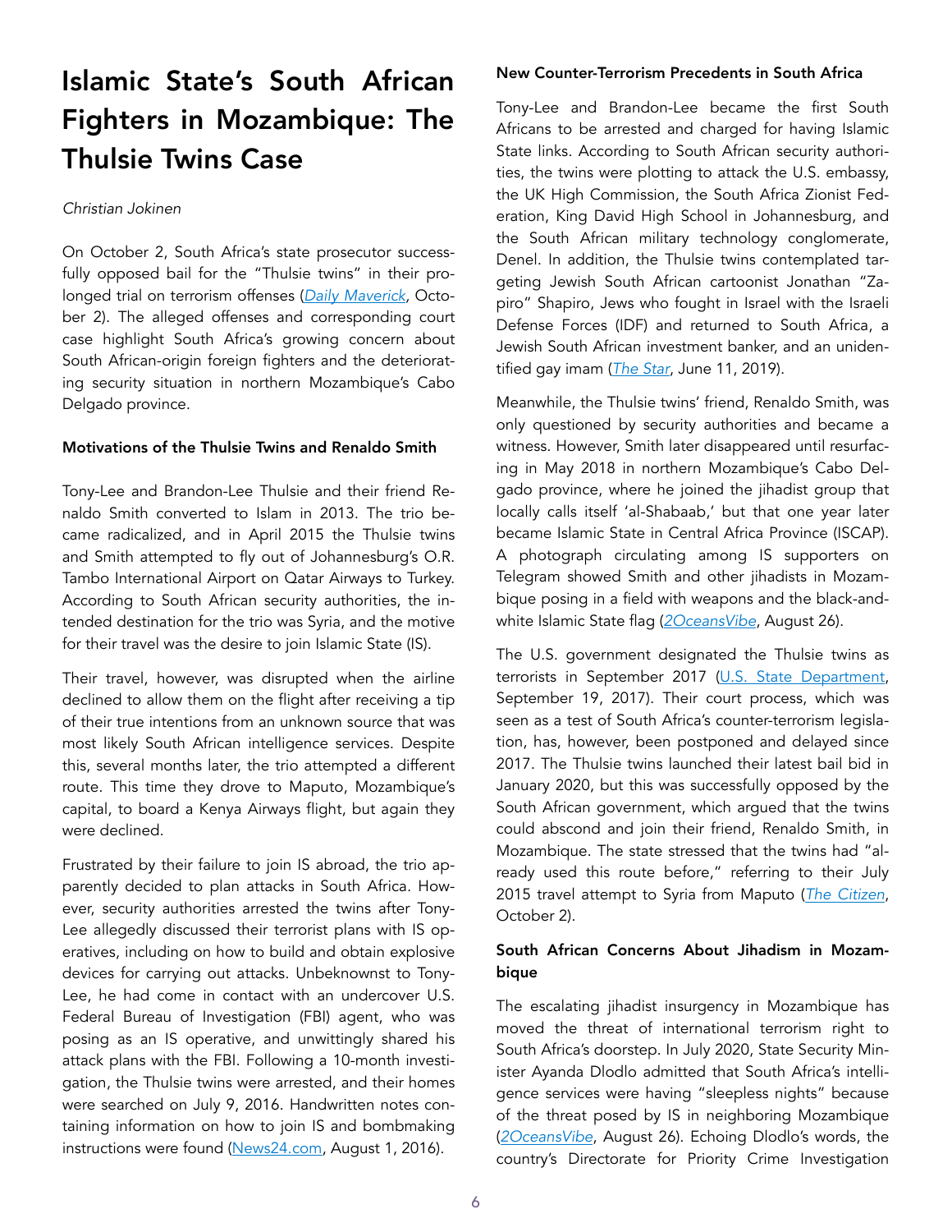# Islamic State's South African Fighters in Mozambique: The Thulsie Twins Case

*Christian Jokinen*

On October 2, South Africa's state prosecutor successfully opposed bail for the "Thulsie twins" in their prolonged trial on terrorism offenses (*Daily Maverick*, October 2). The alleged offenses and corresponding court case highlight South Africa's growing concern about South African-origin foreign fighters and the deteriorating security situation in northern Mozambique's Cabo Delgado province.

### Motivations of the Thulsie Twins and Renaldo Smith

Tony-Lee and Brandon-Lee Thulsie and their friend Renaldo Smith converted to Islam in 2013. The trio became radicalized, and in April 2015 the Thulsie twins and Smith attempted to fly out of Johannesburg's O.R. Tambo International Airport on Qatar Airways to Turkey. According to South African security authorities, the intended destination for the trio was Syria, and the motive for their travel was the desire to join Islamic State (IS).

Their travel, however, was disrupted when the airline declined to allow them on the flight after receiving a tip of their true intentions from an unknown source that was most likely South African intelligence services. Despite this, several months later, the trio attempted a different route. This time they drove to Maputo, Mozambique's capital, to board a Kenya Airways flight, but again they were declined.

Frustrated by their failure to join IS abroad, the trio apparently decided to plan attacks in South Africa. However, security authorities arrested the twins after Tony-Lee allegedly discussed their terrorist plans with IS operatives, including on how to build and obtain explosive devices for carrying out attacks. Unbeknownst to Tony-Lee, he had come in contact with an undercover U.S. Federal Bureau of Investigation (FBI) agent, who was posing as an IS operative, and unwittingly shared his attack plans with the FBI. Following a 10-month investigation, the Thulsie twins were arrested, and their homes were searched on July 9, 2016. Handwritten notes containing information on how to join IS and bombmaking instructions were found (News24.com, August 1, 2016).

### New Counter-Terrorism Precedents in South Africa

Tony-Lee and Brandon-Lee became the first South Africans to be arrested and charged for having Islamic State links. According to South African security authorities, the twins were plotting to attack the U.S. embassy, the UK High Commission, the South Africa Zionist Federation, King David High School in Johannesburg, and the South African military technology conglomerate, Denel. In addition, the Thulsie twins contemplated targeting Jewish South African cartoonist Jonathan "Zapiro" Shapiro, Jews who fought in Israel with the Israeli Defense Forces (IDF) and returned to South Africa, a Jewish South African investment banker, and an unidentified gay imam (*The Star*, June 11, 2019).

Meanwhile, the Thulsie twins' friend, Renaldo Smith, was only questioned by security authorities and became a witness. However, Smith later disappeared until resurfacing in May 2018 in northern Mozambique's Cabo Delgado province, where he joined the jihadist group that locally calls itself 'al-Shabaab,' but that one year later became Islamic State in Central Africa Province (ISCAP). A photograph circulating among IS supporters on Telegram showed Smith and other jihadists in Mozambique posing in a field with weapons and the black-and-white Islamic State flag (*2OceansVibe*, August 26).

The U.S. government designated the Thulsie twins as terrorists in September 2017 (U.S. State Department, September 19, 2017). Their court process, which was seen as a test of South Africa's counter-terrorism legislation, has, however, been postponed and delayed since 2017. The Thulsie twins launched their latest bail bid in January 2020, but this was successfully opposed by the South African government, which argued that the twins could abscond and join their friend, Renaldo Smith, in Mozambique. The state stressed that the twins had "already used this route before," referring to their July 2015 travel attempt to Syria from Maputo (*The Citizen*, October 2).

### South African Concerns About Jihadism in Mozambique

The escalating jihadist insurgency in Mozambique has moved the threat of international terrorism right to South Africa's doorstep. In July 2020, State Security Minister Ayanda Dlodlo admitted that South Africa's intelligence services were having "sleepless nights" because of the threat posed by IS in neighboring Mozambique (*2OceansVibe*, August 26). Echoing Dlodlo's words, the country's Directorate for Priority Crime Investigation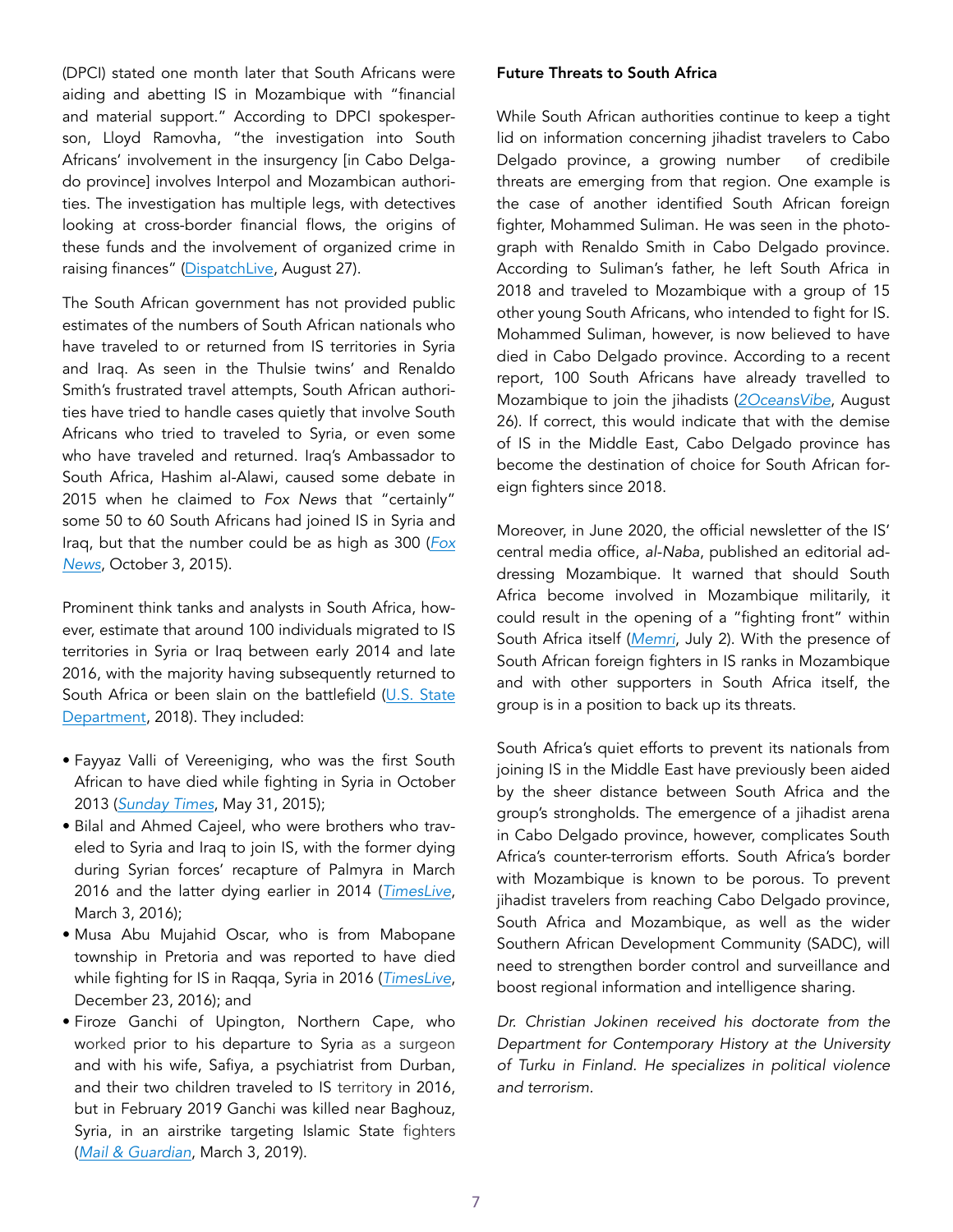(DPCI) stated one month later that South Africans were aiding and abetting IS in Mozambique with "financial and material support." According to DPCI spokesperson, Lloyd Ramovha, "the investigation into South Africans' involvement in the insurgency [in Cabo Delgado province] involves Interpol and Mozambican authorities. The investigation has multiple legs, with detectives looking at cross-border financial flows, the origins of these funds and the involvement of organized crime in raising finances" (DispatchLive, August 27).

The South African government has not provided public estimates of the numbers of South African nationals who have traveled to or returned from IS territories in Syria and Iraq. As seen in the Thulsie twins' and Renaldo Smith's frustrated travel attempts, South African authorities have tried to handle cases quietly that involve South Africans who tried to traveled to Syria, or even some who have traveled and returned. Iraq's Ambassador to South Africa, Hashim al-Alawi, caused some debate in 2015 when he claimed to *Fox News* that "certainly" some 50 to 60 South Africans had joined IS in Syria and Iraq, but that the number could be as high as 300 (*Fox News*, October 3, 2015).

Prominent think tanks and analysts in South Africa, however, estimate that around 100 individuals migrated to IS territories in Syria or Iraq between early 2014 and late 2016, with the majority having subsequently returned to South Africa or been slain on the battlefield (U.S. State Department, 2018). They included:

- Fayyaz Valli of Vereeniging, who was the first South African to have died while fighting in Syria in October 2013 (*Sunday Times*, May 31, 2015);
- Bilal and Ahmed Cajeel, who were brothers who traveled to Syria and Iraq to join IS, with the former dying during Syrian forces' recapture of Palmyra in March 2016 and the latter dying earlier in 2014 (*TimesLive*, March 3, 2016);
- Musa Abu Mujahid Oscar, who is from Mabopane township in Pretoria and was reported to have died while fighting for IS in Raqqa, Syria in 2016 (*TimesLive*, December 23, 2016); and
- Firoze Ganchi of Upington, Northern Cape, who worked prior to his departure to Syria as a surgeon and with his wife, Safiya, a psychiatrist from Durban, and their two children traveled to IS territory in 2016, but in February 2019 Ganchi was killed near Baghouz, Syria, in an airstrike targeting Islamic State fighters (*Mail & Guardian*, March 3, 2019).

**Future Threats to South Africa**

While South African authorities continue to keep a tight lid on information concerning jihadist travelers to Cabo Delgado province, a growing number of credibile threats are emerging from that region. One example is the case of another identified South African foreign fighter, Mohammed Suliman. He was seen in the photograph with Renaldo Smith in Cabo Delgado province. According to Suliman's father, he left South Africa in 2018 and traveled to Mozambique with a group of 15 other young South Africans, who intended to fight for IS. Mohammed Suliman, however, is now believed to have died in Cabo Delgado province. According to a recent report, 100 South Africans have already travelled to Mozambique to join the jihadists (*2OceansVibe*, August 26). If correct, this would indicate that with the demise of IS in the Middle East, Cabo Delgado province has become the destination of choice for South African foreign fighters since 2018.

Moreover, in June 2020, the official newsletter of the IS' central media office, *al-Naba*, published an editorial addressing Mozambique. It warned that should South Africa become involved in Mozambique militarily, it could result in the opening of a "fighting front" within South Africa itself (*Memri*, July 2). With the presence of South African foreign fighters in IS ranks in Mozambique and with other supporters in South Africa itself, the group is in a position to back up its threats.

South Africa's quiet efforts to prevent its nationals from joining IS in the Middle East have previously been aided by the sheer distance between South Africa and the group's strongholds. The emergence of a jihadist arena in Cabo Delgado province, however, complicates South Africa's counter-terrorism efforts. South Africa's border with Mozambique is known to be porous. To prevent jihadist travelers from reaching Cabo Delgado province, South Africa and Mozambique, as well as the wider Southern African Development Community (SADC), will need to strengthen border control and surveillance and boost regional information and intelligence sharing.

*Dr. Christian Jokinen received his doctorate from the Department for Contemporary History at the University of Turku in Finland. He specializes in political violence and terrorism.*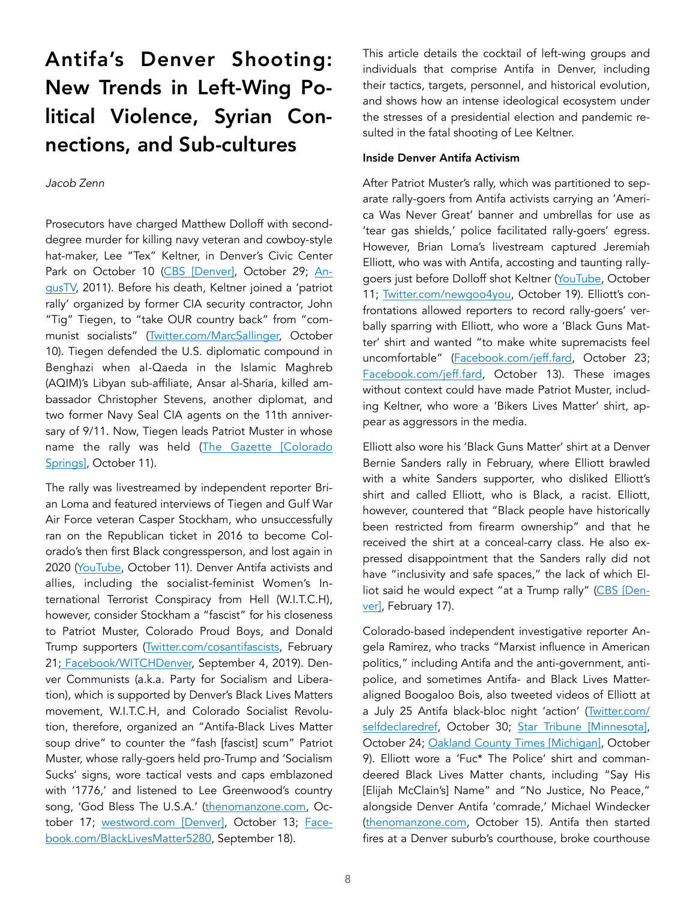# Antifa's Denver Shooting: New Trends in Left-Wing Political Violence, Syrian Connections, and Sub-cultures

*Jacob Zenn*

Prosecutors have charged Matthew Dolloff with second-degree murder for killing navy veteran and cowboy-style hat-maker, Lee "Tex" Keltner, in Denver's Civic Center Park on October 10 (CBS [Denver], October 29; AngusTV, 2011). Before his death, Keltner joined a 'patriot rally' organized by former CIA security contractor, John "Tig" Tiegen, to "take OUR country back" from "communist socialists" (Twitter.com/MarcSallinger, October 10). Tiegen defended the U.S. diplomatic compound in Benghazi when al-Qaeda in the Islamic Maghreb (AQIM)'s Libyan sub-affiliate, Ansar al-Sharia, killed ambassador Christopher Stevens, another diplomat, and two former Navy Seal CIA agents on the 11th anniversary of 9/11. Now, Tiegen leads Patriot Muster in whose name the rally was held (The Gazette [Colorado Springs], October 11).

The rally was livestreamed by independent reporter Brian Loma and featured interviews of Tiegen and Gulf War Air Force veteran Casper Stockham, who unsuccessfully ran on the Republican ticket in 2016 to become Colorado's then first Black congressperson, and lost again in 2020 (YouTube, October 11). Denver Antifa activists and allies, including the socialist-feminist Women's International Terrorist Conspiracy from Hell (W.I.T.C.H), however, consider Stockham a "fascist" for his closeness to Patriot Muster, Colorado Proud Boys, and Donald Trump supporters (Twitter.com/cosantifascists, February 21; Facebook/WITCHDenver, September 4, 2019). Denver Communists (a.k.a. Party for Socialism and Liberation), which is supported by Denver's Black Lives Matters movement, W.I.T.C.H, and Colorado Socialist Revolution, therefore, organized an "Antifa-Black Lives Matter soup drive" to counter the "fash [fascist] scum" Patriot Muster, whose rally-goers held pro-Trump and 'Socialism Sucks' signs, wore tactical vests and caps emblazoned with '1776,' and listened to Lee Greenwood's country song, 'God Bless The U.S.A.' (thenomanzone.com, October 17; westword.com [Denver], October 13; Facebook.com/BlackLivesMatter5280, September 18).

This article details the cocktail of left-wing groups and individuals that comprise Antifa in Denver, including their tactics, targets, personnel, and historical evolution, and shows how an intense ideological ecosystem under the stresses of a presidential election and pandemic resulted in the fatal shooting of Lee Keltner.

**Inside Denver Antifa Activism**

After Patriot Muster's rally, which was partitioned to separate rally-goers from Antifa activists carrying an 'America Was Never Great' banner and umbrellas for use as 'tear gas shields,' police facilitated rally-goers' egress. However, Brian Loma's livestream captured Jeremiah Elliott, who was with Antifa, accosting and taunting rally-goers just before Dolloff shot Keltner (YouTube, October 11; Twitter.com/newgoo4you, October 19). Elliott's confrontations allowed reporters to record rally-goers' verbally sparring with Elliott, who wore a 'Black Guns Matter' shirt and wanted "to make white supremacists feel uncomfortable" (Facebook.com/jeff.fard, October 23; Facebook.com/jeff.fard, October 13). These images without context could have made Patriot Muster, including Keltner, who wore a 'Bikers Lives Matter' shirt, appear as aggressors in the media.

Elliott also wore his 'Black Guns Matter' shirt at a Denver Bernie Sanders rally in February, where Elliott brawled with a white Sanders supporter, who disliked Elliott's shirt and called Elliott, who is Black, a racist. Elliott, however, countered that "Black people have historically been restricted from firearm ownership" and that he received the shirt at a conceal-carry class. He also expressed disappointment that the Sanders rally did not have "inclusivity and safe spaces," the lack of which Elliot said he would expect "at a Trump rally" (CBS [Denver], February 17).

Colorado-based independent investigative reporter Angela Ramirez, who tracks "Marxist influence in American politics," including Antifa and the anti-government, anti-police, and sometimes Antifa- and Black Lives Matter-aligned Boogaloo Bois, also tweeted videos of Elliott at a July 25 Antifa black-bloc night 'action' (Twitter.com/selfdeclaredref, October 30; Star Tribune [Minnesota], October 24; Oakland County Times [Michigan], October 9). Elliott wore a 'Fuc* The Police' shirt and commandeered Black Lives Matter chants, including "Say His [Elijah McClain's] Name" and "No Justice, No Peace," alongside Denver Antifa 'comrade,' Michael Windecker (thenomanzone.com, October 15). Antifa then started fires at a Denver suburb's courthouse, broke courthouse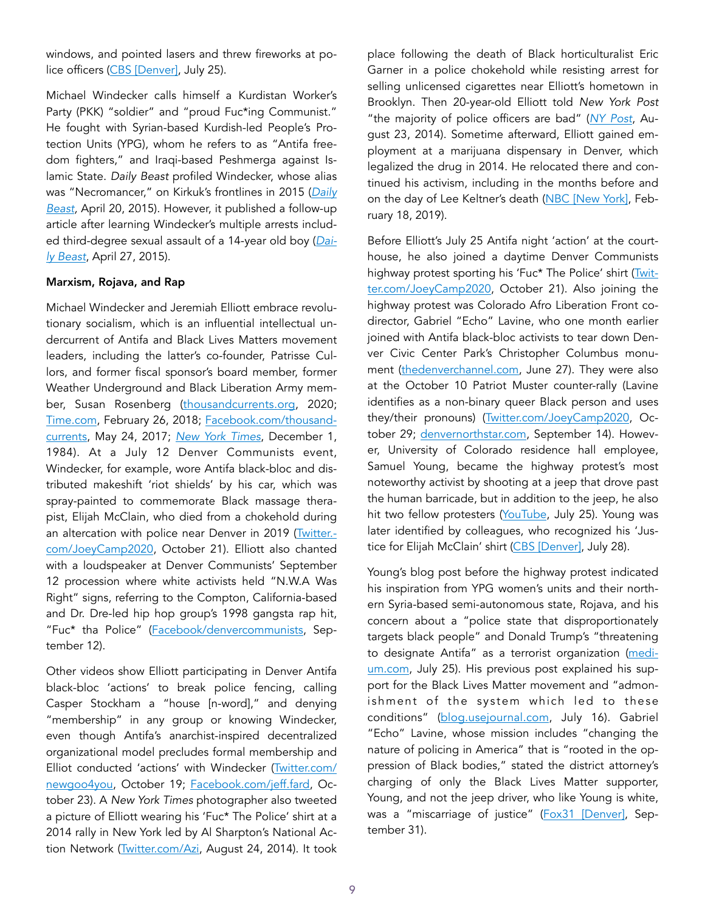windows, and pointed lasers and threw fireworks at police officers (CBS [Denver], July 25).

Michael Windecker calls himself a Kurdistan Worker's Party (PKK) "soldier" and "proud Fuc*ing Communist." He fought with Syrian-based Kurdish-led People's Protection Units (YPG), whom he refers to as "Antifa freedom fighters," and Iraqi-based Peshmerga against Islamic State. *Daily Beast* profiled Windecker, whose alias was "Necromancer," on Kirkuk's frontlines in 2015 (*Daily Beast*, April 20, 2015). However, it published a follow-up article after learning Windecker's multiple arrests included third-degree sexual assault of a 14-year old boy (*Daily Beast*, April 27, 2015).

**Marxism, Rojava, and Rap**

Michael Windecker and Jeremiah Elliott embrace revolutionary socialism, which is an influential intellectual undercurrent of Antifa and Black Lives Matters movement leaders, including the latter's co-founder, Patrisse Cullors, and former fiscal sponsor's board member, former Weather Underground and Black Liberation Army member, Susan Rosenberg (thousandcurrents.org, 2020; Time.com, February 26, 2018; Facebook.com/thousandcurrents, May 24, 2017; *New York Times*, December 1, 1984). At a July 12 Denver Communists event, Windecker, for example, wore Antifa black-bloc and distributed makeshift 'riot shields' by his car, which was spray-painted to commemorate Black massage therapist, Elijah McClain, who died from a chokehold during an altercation with police near Denver in 2019 (Twitter.com/JoeyCamp2020, October 21). Elliott also chanted with a loudspeaker at Denver Communists' September 12 procession where white activists held "N.W.A Was Right" signs, referring to the Compton, California-based and Dr. Dre-led hip hop group's 1998 gangsta rap hit, "Fuc* tha Police" (Facebook/denvercommunists, September 12).

Other videos show Elliott participating in Denver Antifa black-bloc 'actions' to break police fencing, calling Casper Stockham a "house [n-word]," and denying "membership" in any group or knowing Windecker, even though Antifa's anarchist-inspired decentralized organizational model precludes formal membership and Elliot conducted 'actions' with Windecker (Twitter.com/newgoo4you, October 19; Facebook.com/jeff.fard, October 23). A *New York Times* photographer also tweeted a picture of Elliott wearing his 'Fuc* The Police' shirt at a 2014 rally in New York led by Al Sharpton's National Action Network (Twitter.com/Azi, August 24, 2014). It took place following the death of Black horticulturalist Eric Garner in a police chokehold while resisting arrest for selling unlicensed cigarettes near Elliott's hometown in Brooklyn. Then 20-year-old Elliott told *New York Post* "the majority of police officers are bad" (*NY Post*, August 23, 2014). Sometime afterward, Elliott gained employment at a marijuana dispensary in Denver, which legalized the drug in 2014. He relocated there and continued his activism, including in the months before and on the day of Lee Keltner's death (NBC [New York], February 18, 2019).

Before Elliott's July 25 Antifa night 'action' at the courthouse, he also joined a daytime Denver Communists highway protest sporting his 'Fuc* The Police' shirt (Twitter.com/JoeyCamp2020, October 21). Also joining the highway protest was Colorado Afro Liberation Front co-director, Gabriel "Echo" Lavine, who one month earlier joined with Antifa black-bloc activists to tear down Denver Civic Center Park's Christopher Columbus monument (thedenverchannel.com, June 27). They were also at the October 10 Patriot Muster counter-rally (Lavine identifies as a non-binary queer Black person and uses they/their pronouns) (Twitter.com/JoeyCamp2020, October 29; denvernorthstar.com, September 14). However, University of Colorado residence hall employee, Samuel Young, became the highway protest's most noteworthy activist by shooting at a jeep that drove past the human barricade, but in addition to the jeep, he also hit two fellow protesters (YouTube, July 25). Young was later identified by colleagues, who recognized his 'Justice for Elijah McClain' shirt (CBS [Denver], July 28).

Young's blog post before the highway protest indicated his inspiration from YPG women's units and their northern Syria-based semi-autonomous state, Rojava, and his concern about a "police state that disproportionately targets black people" and Donald Trump's "threatening to designate Antifa" as a terrorist organization (medium.com, July 25). His previous post explained his support for the Black Lives Matter movement and "admonishment of the system which led to these conditions" (blog.usejournal.com, July 16). Gabriel "Echo" Lavine, whose mission includes "changing the nature of policing in America" that is "rooted in the oppression of Black bodies," stated the district attorney's charging of only the Black Lives Matter supporter, Young, and not the jeep driver, who like Young is white, was a "miscarriage of justice" (Fox31 [Denver], September 31).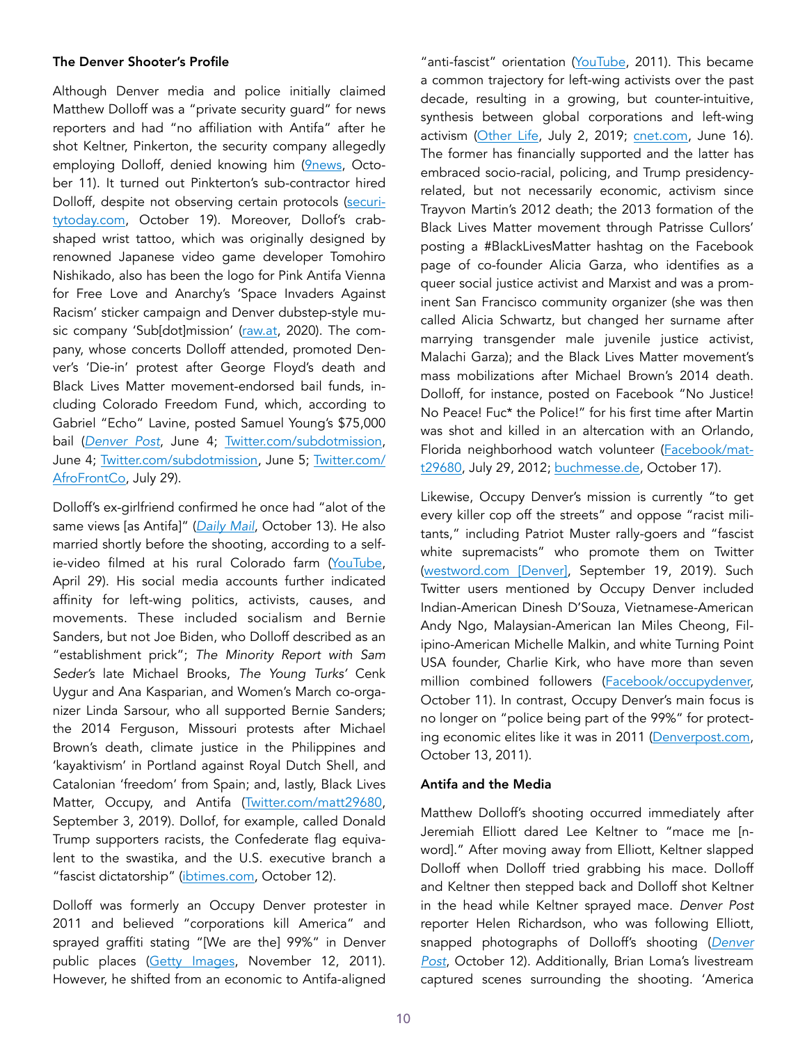### The Denver Shooter's Profile

Although Denver media and police initially claimed Matthew Dolloff was a "private security guard" for news reporters and had "no affiliation with Antifa" after he shot Keltner, Pinkerton, the security company allegedly employing Dolloff, denied knowing him (9news, October 11). It turned out Pinkterton's sub-contractor hired Dolloff, despite not observing certain protocols (securitytoday.com, October 19). Moreover, Dollof's crab-shaped wrist tattoo, which was originally designed by renowned Japanese video game developer Tomohiro Nishikado, also has been the logo for Pink Antifa Vienna for Free Love and Anarchy's 'Space Invaders Against Racism' sticker campaign and Denver dubstep-style music company 'Sub[dot]mission' (raw.at, 2020). The company, whose concerts Dolloff attended, promoted Denver's 'Die-in' protest after George Floyd's death and Black Lives Matter movement-endorsed bail funds, including Colorado Freedom Fund, which, according to Gabriel "Echo" Lavine, posted Samuel Young's $75,000 bail (*Denver Post*, June 4; Twitter.com/subdotmission, June 4; Twitter.com/subdotmission, June 5; Twitter.com/AfroFrontCo, July 29).

Dolloff's ex-girlfriend confirmed he once had "alot of the same views [as Antifa]" (*Daily Mail*, October 13). He also married shortly before the shooting, according to a selfie-video filmed at his rural Colorado farm (YouTube, April 29). His social media accounts further indicated affinity for left-wing politics, activists, causes, and movements. These included socialism and Bernie Sanders, but not Joe Biden, who Dolloff described as an "establishment prick"; *The Minority Report with Sam Seder's* late Michael Brooks, *The Young Turks'* Cenk Uygur and Ana Kasparian, and Women's March co-organizer Linda Sarsour, who all supported Bernie Sanders; the 2014 Ferguson, Missouri protests after Michael Brown's death, climate justice in the Philippines and 'kayaktivism' in Portland against Royal Dutch Shell, and Catalonian 'freedom' from Spain; and, lastly, Black Lives Matter, Occupy, and Antifa (Twitter.com/matt29680, September 3, 2019). Dollof, for example, called Donald Trump supporters racists, the Confederate flag equivalent to the swastika, and the U.S. executive branch a "fascist dictatorship" (ibtimes.com, October 12).

Dolloff was formerly an Occupy Denver protester in 2011 and believed "corporations kill America" and sprayed graffiti stating "[We are the] 99%" in Denver public places (Getty Images, November 12, 2011). However, he shifted from an economic to Antifa-aligned "anti-fascist" orientation (YouTube, 2011). This became a common trajectory for left-wing activists over the past decade, resulting in a growing, but counter-intuitive, synthesis between global corporations and left-wing activism (Other Life, July 2, 2019; cnet.com, June 16). The former has financially supported and the latter has embraced socio-racial, policing, and Trump presidency-related, but not necessarily economic, activism since Trayvon Martin's 2012 death; the 2013 formation of the Black Lives Matter movement through Patrisse Cullors' posting a #BlackLivesMatter hashtag on the Facebook page of co-founder Alicia Garza, who identifies as a queer social justice activist and Marxist and was a prominent San Francisco community organizer (she was then called Alicia Schwartz, but changed her surname after marrying transgender male juvenile justice activist, Malachi Garza); and the Black Lives Matter movement's mass mobilizations after Michael Brown's 2014 death. Dolloff, for instance, posted on Facebook "No Justice! No Peace! Fuc* the Police!" for his first time after Martin was shot and killed in an altercation with an Orlando, Florida neighborhood watch volunteer (Facebook/matt29680, July 29, 2012; buchmesse.de, October 17).

Likewise, Occupy Denver's mission is currently "to get every killer cop off the streets" and oppose "racist militants," including Patriot Muster rally-goers and "fascist white supremacists" who promote them on Twitter (westword.com [Denver], September 19, 2019). Such Twitter users mentioned by Occupy Denver included Indian-American Dinesh D'Souza, Vietnamese-American Andy Ngo, Malaysian-American Ian Miles Cheong, Filipino-American Michelle Malkin, and white Turning Point USA founder, Charlie Kirk, who have more than seven million combined followers (Facebook/occupydenver, October 11). In contrast, Occupy Denver's main focus is no longer on "police being part of the 99%" for protecting economic elites like it was in 2011 (Denverpost.com, October 13, 2011).

### Antifa and the Media

Matthew Dolloff's shooting occurred immediately after Jeremiah Elliott dared Lee Keltner to "mace me [n-word]." After moving away from Elliott, Keltner slapped Dolloff when Dolloff tried grabbing his mace. Dolloff and Keltner then stepped back and Dolloff shot Keltner in the head while Keltner sprayed mace. *Denver Post* reporter Helen Richardson, who was following Elliott, snapped photographs of Dolloff's shooting (*Denver Post*, October 12). Additionally, Brian Loma's livestream captured scenes surrounding the shooting. 'America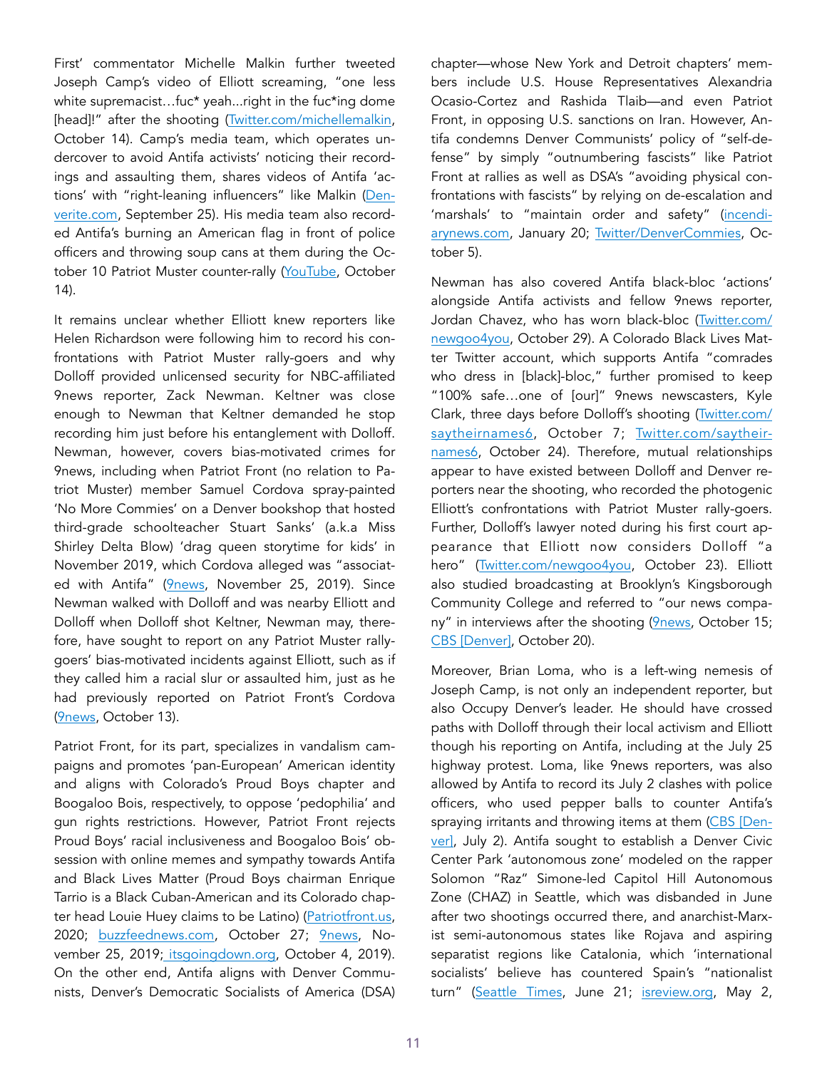First' commentator Michelle Malkin further tweeted Joseph Camp's video of Elliott screaming, "one less white supremacist…fuc* yeah...right in the fuc*ing dome [head]!" after the shooting (Twitter.com/michellemalkin, October 14). Camp's media team, which operates undercover to avoid Antifa activists' noticing their recordings and assaulting them, shares videos of Antifa 'actions' with "right-leaning influencers" like Malkin (Denverite.com, September 25). His media team also recorded Antifa's burning an American flag in front of police officers and throwing soup cans at them during the October 10 Patriot Muster counter-rally (YouTube, October 14).

It remains unclear whether Elliott knew reporters like Helen Richardson were following him to record his confrontations with Patriot Muster rally-goers and why Dolloff provided unlicensed security for NBC-affiliated 9news reporter, Zack Newman. Keltner was close enough to Newman that Keltner demanded he stop recording him just before his entanglement with Dolloff. Newman, however, covers bias-motivated crimes for 9news, including when Patriot Front (no relation to Patriot Muster) member Samuel Cordova spray-painted 'No More Commies' on a Denver bookshop that hosted third-grade schoolteacher Stuart Sanks' (a.k.a Miss Shirley Delta Blow) 'drag queen storytime for kids' in November 2019, which Cordova alleged was "associated with Antifa" (9news, November 25, 2019). Since Newman walked with Dolloff and was nearby Elliott and Dolloff when Dolloff shot Keltner, Newman may, therefore, have sought to report on any Patriot Muster rally-goers' bias-motivated incidents against Elliott, such as if they called him a racial slur or assaulted him, just as he had previously reported on Patriot Front's Cordova (9news, October 13).

Patriot Front, for its part, specializes in vandalism campaigns and promotes 'pan-European' American identity and aligns with Colorado's Proud Boys chapter and Boogaloo Bois, respectively, to oppose 'pedophilia' and gun rights restrictions. However, Patriot Front rejects Proud Boys' racial inclusiveness and Boogaloo Bois' obsession with online memes and sympathy towards Antifa and Black Lives Matter (Proud Boys chairman Enrique Tarrio is a Black Cuban-American and its Colorado chapter head Louie Huey claims to be Latino) (Patriotfront.us, 2020; buzzfeednews.com, October 27; 9news, November 25, 2019; itsgoingdown.org, October 4, 2019). On the other end, Antifa aligns with Denver Communists, Denver's Democratic Socialists of America (DSA) chapter—whose New York and Detroit chapters' members include U.S. House Representatives Alexandria Ocasio-Cortez and Rashida Tlaib—and even Patriot Front, in opposing U.S. sanctions on Iran. However, Antifa condemns Denver Communists' policy of "self-defense" by simply "outnumbering fascists" like Patriot Front at rallies as well as DSA's "avoiding physical confrontations with fascists" by relying on de-escalation and 'marshals' to "maintain order and safety" (incendiarynews.com, January 20; Twitter/DenverCommies, October 5).

Newman has also covered Antifa black-bloc 'actions' alongside Antifa activists and fellow 9news reporter, Jordan Chavez, who has worn black-bloc (Twitter.com/newgoo4you, October 29). A Colorado Black Lives Matter Twitter account, which supports Antifa "comrades who dress in [black]-bloc," further promised to keep "100% safe…one of [our]" 9news newscasters, Kyle Clark, three days before Dolloff's shooting (Twitter.com/saytheirnames6, October 7; Twitter.com/saytheirnames6, October 24). Therefore, mutual relationships appear to have existed between Dolloff and Denver reporters near the shooting, who recorded the photogenic Elliott's confrontations with Patriot Muster rally-goers. Further, Dolloff's lawyer noted during his first court appearance that Elliott now considers Dolloff "a hero" (Twitter.com/newgoo4you, October 23). Elliott also studied broadcasting at Brooklyn's Kingsborough Community College and referred to "our news company" in interviews after the shooting (9news, October 15; CBS [Denver], October 20).

Moreover, Brian Loma, who is a left-wing nemesis of Joseph Camp, is not only an independent reporter, but also Occupy Denver's leader. He should have crossed paths with Dolloff through their local activism and Elliott though his reporting on Antifa, including at the July 25 highway protest. Loma, like 9news reporters, was also allowed by Antifa to record its July 2 clashes with police officers, who used pepper balls to counter Antifa's spraying irritants and throwing items at them (CBS [Denver], July 2). Antifa sought to establish a Denver Civic Center Park 'autonomous zone' modeled on the rapper Solomon "Raz" Simone-led Capitol Hill Autonomous Zone (CHAZ) in Seattle, which was disbanded in June after two shootings occurred there, and anarchist-Marxist semi-autonomous states like Rojava and aspiring separatist regions like Catalonia, which 'international socialists' believe has countered Spain's "nationalist turn" (Seattle Times, June 21; isreview.org, May 2,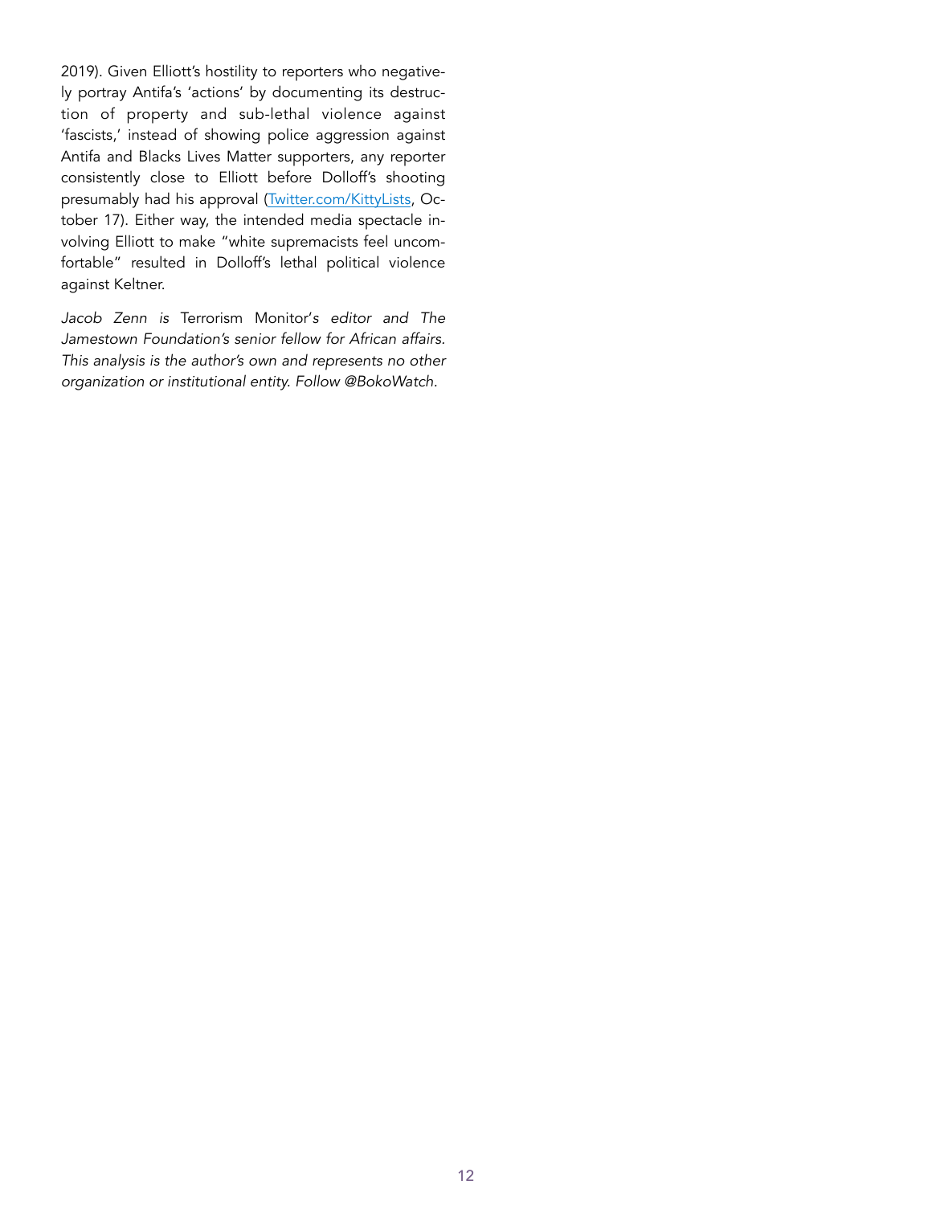2019). Given Elliott's hostility to reporters who negatively portray Antifa's 'actions' by documenting its destruction of property and sub-lethal violence against 'fascists,' instead of showing police aggression against Antifa and Blacks Lives Matter supporters, any reporter consistently close to Elliott before Dolloff's shooting presumably had his approval ([Twitter.com/KittyLists](Twitter.com/KittyLists), October 17). Either way, the intended media spectacle involving Elliott to make "white supremacists feel uncomfortable" resulted in Dolloff's lethal political violence against Keltner.

*Jacob Zenn is* Terrorism Monitor'*s editor and The Jamestown Foundation's senior fellow for African affairs. This analysis is the author's own and represents no other organization or institutional entity. Follow @BokoWatch.*